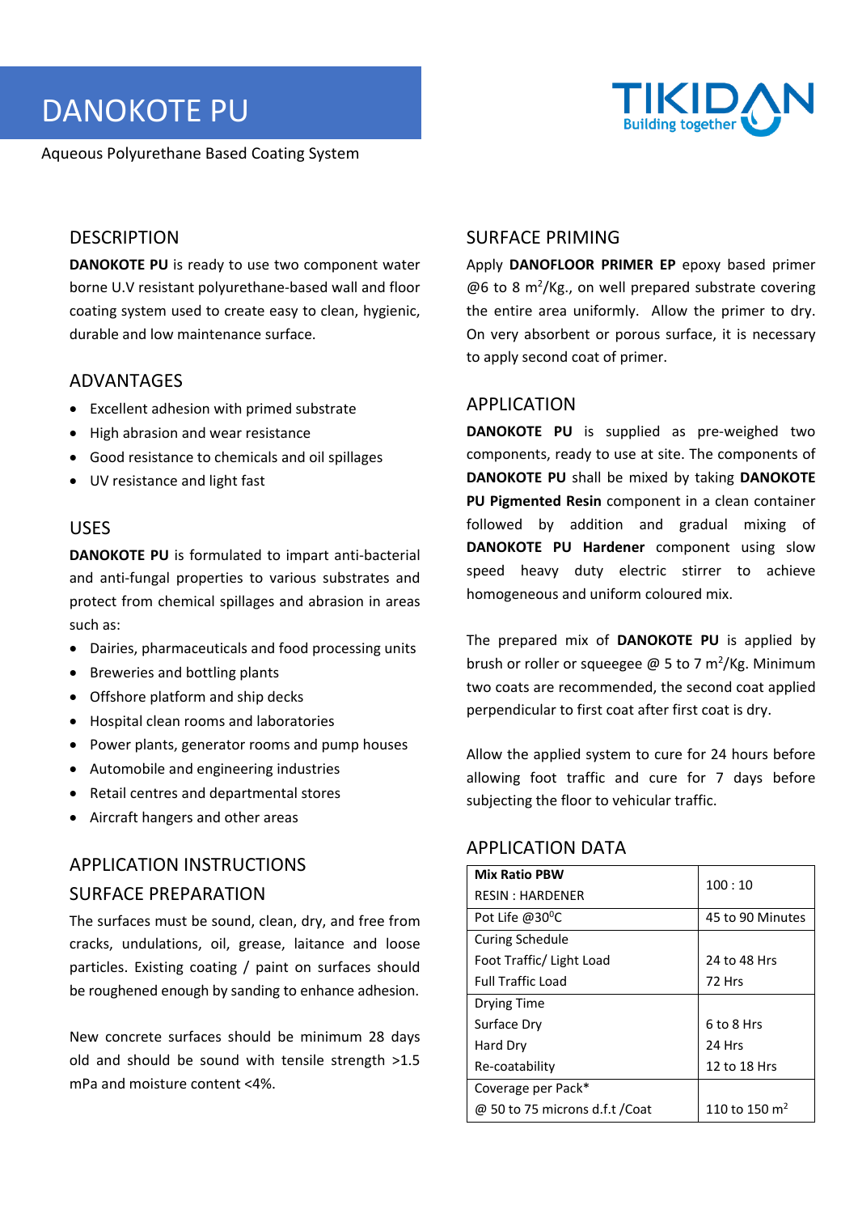# DANOKOTE PU

Aqueous Polyurethane Based Coating System

TIKIDAN
Building together

## DESCRIPTION

**DANOKOTE PU** is ready to use two component water borne U.V resistant polyurethane-based wall and floor coating system used to create easy to clean, hygienic, durable and low maintenance surface.

## ADVANTAGES

- Excellent adhesion with primed substrate
- High abrasion and wear resistance
- Good resistance to chemicals and oil spillages
- UV resistance and light fast

## USES

**DANOKOTE PU** is formulated to impart anti-bacterial and anti-fungal properties to various substrates and protect from chemical spillages and abrasion in areas such as:

- Dairies, pharmaceuticals and food processing units
- Breweries and bottling plants
- Offshore platform and ship decks
- Hospital clean rooms and laboratories
- Power plants, generator rooms and pump houses
- Automobile and engineering industries
- Retail centres and departmental stores
- Aircraft hangers and other areas

## APPLICATION INSTRUCTIONS

## SURFACE PREPARATION

The surfaces must be sound, clean, dry, and free from cracks, undulations, oil, grease, laitance and loose particles. Existing coating / paint on surfaces should be roughened enough by sanding to enhance adhesion.

New concrete surfaces should be minimum 28 days old and should be sound with tensile strength >1.5 mPa and moisture content <4%.

## SURFACE PRIMING

Apply **DANOFLOOR PRIMER EP** epoxy based primer @6 to 8 m$^2$/Kg., on well prepared substrate covering the entire area uniformly. Allow the primer to dry. On very absorbent or porous surface, it is necessary to apply second coat of primer.

## APPLICATION

**DANOKOTE PU** is supplied as pre-weighed two components, ready to use at site. The components of **DANOKOTE PU** shall be mixed by taking **DANOKOTE PU Pigmented Resin** component in a clean container followed by addition and gradual mixing of **DANOKOTE PU Hardener** component using slow speed heavy duty electric stirrer to achieve homogeneous and uniform coloured mix.

The prepared mix of **DANOKOTE PU** is applied by brush or roller or squeegee @ 5 to 7 m$^2$/Kg. Minimum two coats are recommended, the second coat applied perpendicular to first coat after first coat is dry.

Allow the applied system to cure for 24 hours before allowing foot traffic and cure for 7 days before subjecting the floor to vehicular traffic.

## APPLICATION DATA

| Parameter | Value |
|---|---|
| **Mix Ratio PBW**<br>RESIN : HARDENER | 100 : 10 |
| Pot Life @30$^0$C | 45 to 90 Minutes |
| Curing Schedule<br>Foot Traffic/ Light Load<br>Full Traffic Load | <br>24 to 48 Hrs<br>72 Hrs |
| Drying Time<br>Surface Dry<br>Hard Dry<br>Re-coatability | <br>6 to 8 Hrs<br>24 Hrs<br>12 to 18 Hrs |
| Coverage per Pack*<br>@ 50 to 75 microns d.f.t /Coat | <br>110 to 150 m$^2$ |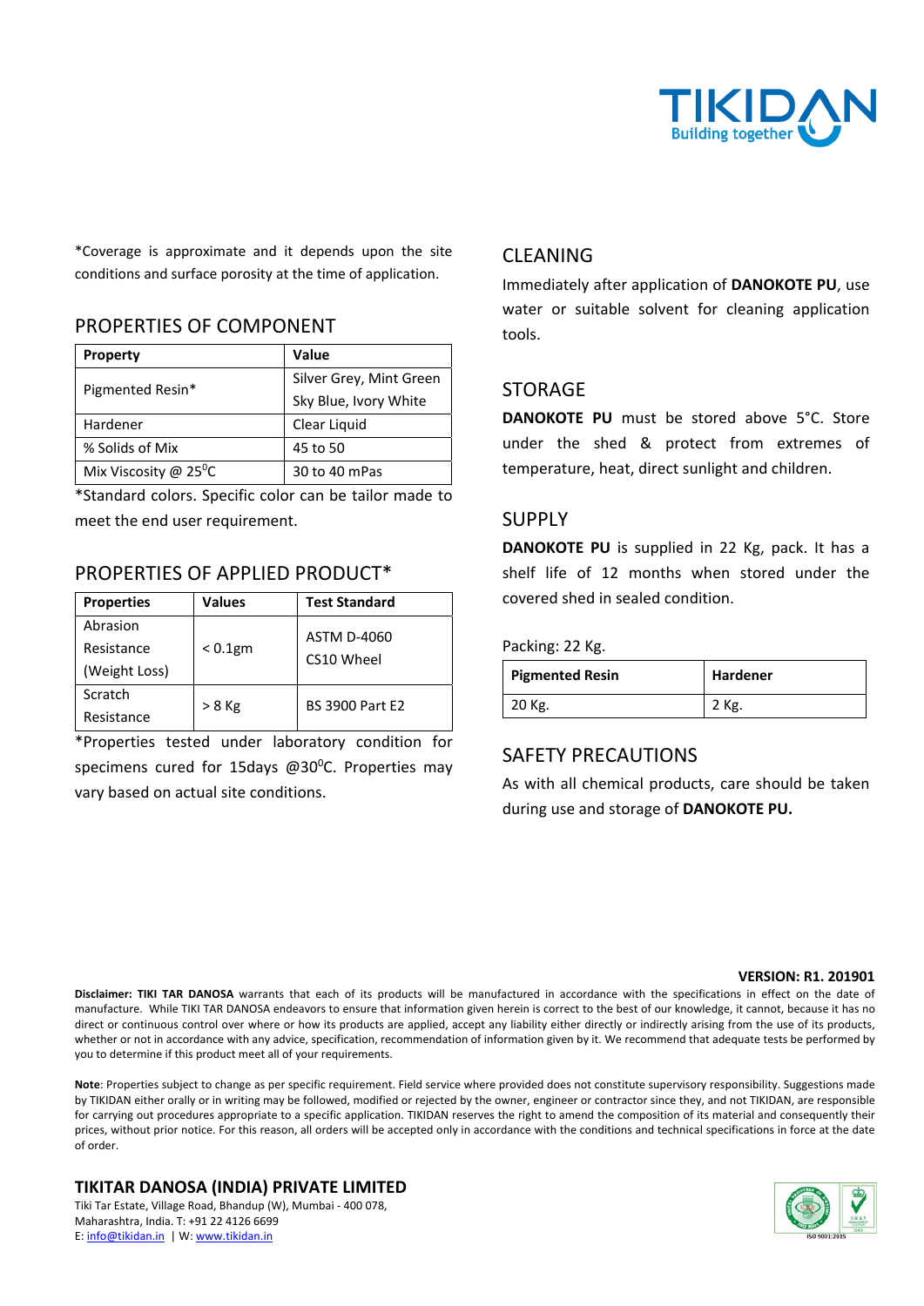*Coverage is approximate and it depends upon the site conditions and surface porosity at the time of application.

## PROPERTIES OF COMPONENT

| Property | Value |
|---|---|
| Pigmented Resin* | Silver Grey, Mint Green Sky Blue, Ivory White |
| Hardener | Clear Liquid |
| % Solids of Mix | 45 to 50 |
| Mix Viscosity @ $25^0$C | 30 to 40 mPas |

*Standard colors. Specific color can be tailor made to meet the end user requirement.

## PROPERTIES OF APPLIED PRODUCT*

| Properties | Values | Test Standard |
|---|---|---|
| Abrasion Resistance (Weight Loss) | < 0.1gm | ASTM D-4060 CS10 Wheel |
| Scratch Resistance | > 8 Kg | BS 3900 Part E2 |

*Properties tested under laboratory condition for specimens cured for 15days @$30^0$C. Properties may vary based on actual site conditions.

## CLEANING

Immediately after application of **DANOKOTE PU**, use water or suitable solvent for cleaning application tools.

## STORAGE

**DANOKOTE PU** must be stored above 5°C. Store under the shed & protect from extremes of temperature, heat, direct sunlight and children.

## SUPPLY

**DANOKOTE PU** is supplied in 22 Kg, pack. It has a shelf life of 12 months when stored under the covered shed in sealed condition.

Packing: 22 Kg.

| Pigmented Resin | Hardener |
|---|---|
| 20 Kg. | 2 Kg. |

## SAFETY PRECAUTIONS

As with all chemical products, care should be taken during use and storage of **DANOKOTE PU.**

**VERSION: R1. 201901**

**Disclaimer: TIKI TAR DANOSA** warrants that each of its products will be manufactured in accordance with the specifications in effect on the date of manufacture. While TIKI TAR DANOSA endeavors to ensure that information given herein is correct to the best of our knowledge, it cannot, because it has no direct or continuous control over where or how its products are applied, accept any liability either directly or indirectly arising from the use of its products, whether or not in accordance with any advice, specification, recommendation of information given by it. We recommend that adequate tests be performed by you to determine if this product meet all of your requirements.

**Note**: Properties subject to change as per specific requirement. Field service where provided does not constitute supervisory responsibility. Suggestions made by TIKIDAN either orally or in writing may be followed, modified or rejected by the owner, engineer or contractor since they, and not TIKIDAN, are responsible for carrying out procedures appropriate to a specific application. TIKIDAN reserves the right to amend the composition of its material and consequently their prices, without prior notice. For this reason, all orders will be accepted only in accordance with the conditions and technical specifications in force at the date of order.

**TIKITAR DANOSA (INDIA) PRIVATE LIMITED**
Tiki Tar Estate, Village Road, Bhandup (W), Mumbai - 400 078,
Maharashtra, India. T: +91 22 4126 6699
E: info@tikidan.in | W: www.tikidan.in